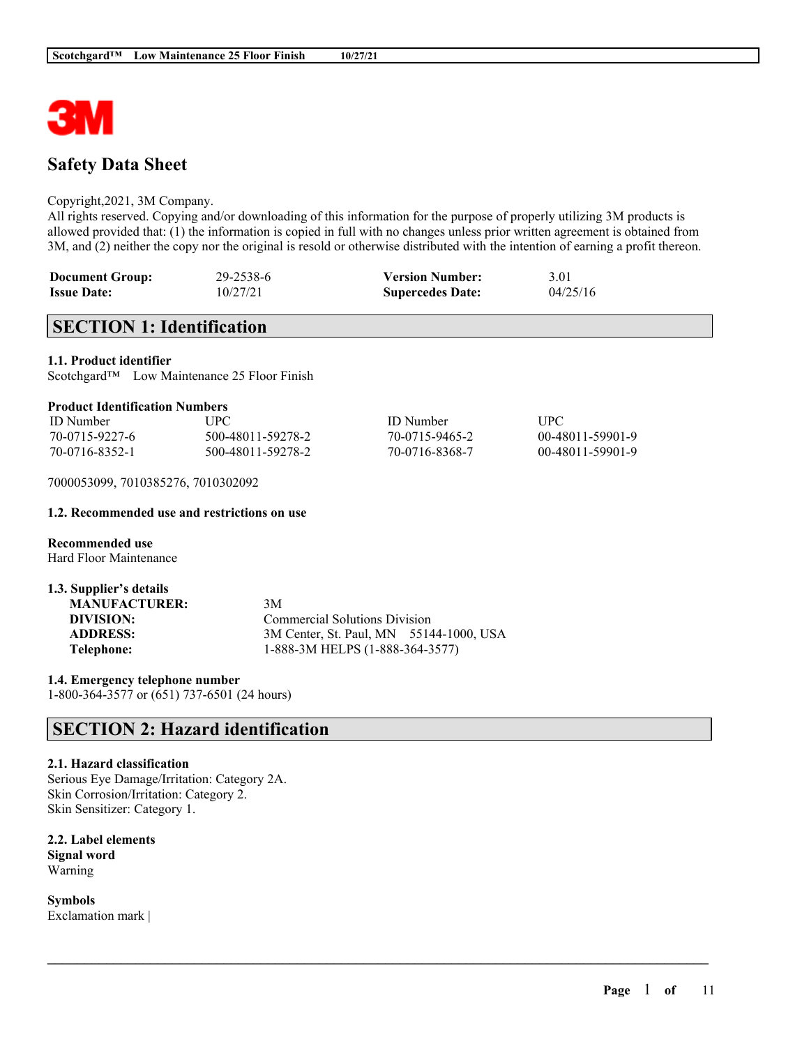# Safety Data Sheet

Copyright,2021, 3M Company.
All rights reserved. Copying and/or downloading of this information for the purpose of properly utilizing 3M products is allowed provided that: (1) the information is copied in full with no changes unless prior written agreement is obtained from 3M, and (2) neither the copy nor the original is resold or otherwise distributed with the intention of earning a profit thereon.

| | | | |
|---|---|---|---|
| **Document Group:** | 29-2538-6 | **Version Number:** | 3.01 |
| **Issue Date:** | 10/27/21 | **Supercedes Date:** | 04/25/16 |

## SECTION 1: Identification

### 1.1. Product identifier

Scotchgard™ Low Maintenance 25 Floor Finish

**Product Identification Numbers**

| ID Number | UPC | ID Number | UPC |
|---|---|---|---|
| 70-0715-9227-6 | 500-48011-59278-2 | 70-0715-9465-2 | 00-48011-59901-9 |
| 70-0716-8352-1 | 500-48011-59278-2 | 70-0716-8368-7 | 00-48011-59901-9 |

7000053099, 7010385276, 7010302092

### 1.2. Recommended use and restrictions on use

**Recommended use**
Hard Floor Maintenance

### 1.3. Supplier's details

| | |
|---|---|
| **MANUFACTURER:** | 3M |
| **DIVISION:** | Commercial Solutions Division |
| **ADDRESS:** | 3M Center, St. Paul, MN 55144-1000, USA |
| **Telephone:** | 1-888-3M HELPS (1-888-364-3577) |

### 1.4. Emergency telephone number

1-800-364-3577 or (651) 737-6501 (24 hours)

## SECTION 2: Hazard identification

### 2.1. Hazard classification

Serious Eye Damage/Irritation: Category 2A.
Skin Corrosion/Irritation: Category 2.
Skin Sensitizer: Category 1.

### 2.2. Label elements

**Signal word**
Warning

**Symbols**
Exclamation mark |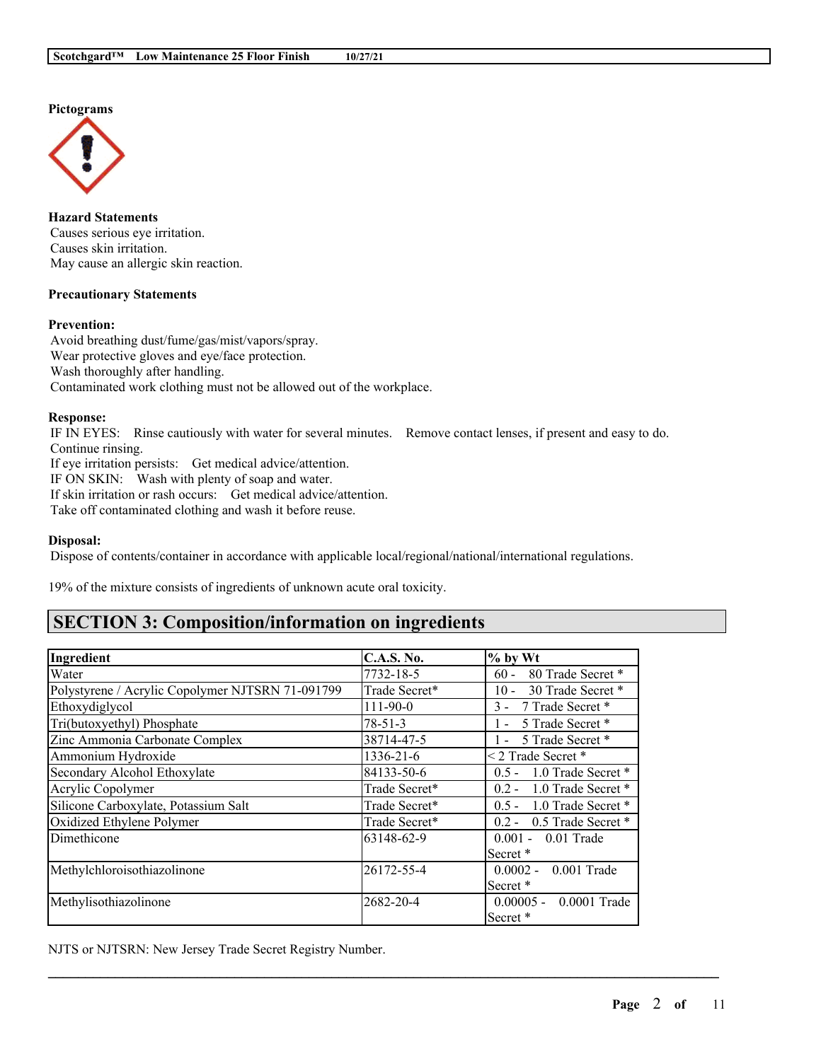**Pictograms**

**Hazard Statements**
Causes serious eye irritation.
Causes skin irritation.
May cause an allergic skin reaction.

**Precautionary Statements**

**Prevention:**
Avoid breathing dust/fume/gas/mist/vapors/spray.
Wear protective gloves and eye/face protection.
Wash thoroughly after handling.
Contaminated work clothing must not be allowed out of the workplace.

**Response:**
IF IN EYES: Rinse cautiously with water for several minutes. Remove contact lenses, if present and easy to do. Continue rinsing.
If eye irritation persists: Get medical advice/attention.
IF ON SKIN: Wash with plenty of soap and water.
If skin irritation or rash occurs: Get medical advice/attention.
Take off contaminated clothing and wash it before reuse.

**Disposal:**
Dispose of contents/container in accordance with applicable local/regional/national/international regulations.

19% of the mixture consists of ingredients of unknown acute oral toxicity.

## SECTION 3: Composition/information on ingredients

| Ingredient | C.A.S. No. | % by Wt |
|---|---|---|
| Water | 7732-18-5 | 60 - 80 Trade Secret * |
| Polystyrene / Acrylic Copolymer NJTSRN 71-091799 | Trade Secret* | 10 - 30 Trade Secret * |
| Ethoxydiglycol | 111-90-0 | 3 - 7 Trade Secret * |
| Tri(butoxyethyl) Phosphate | 78-51-3 | 1 - 5 Trade Secret * |
| Zinc Ammonia Carbonate Complex | 38714-47-5 | 1 - 5 Trade Secret * |
| Ammonium Hydroxide | 1336-21-6 | < 2 Trade Secret * |
| Secondary Alcohol Ethoxylate | 84133-50-6 | 0.5 - 1.0 Trade Secret * |
| Acrylic Copolymer | Trade Secret* | 0.2 - 1.0 Trade Secret * |
| Silicone Carboxylate, Potassium Salt | Trade Secret* | 0.5 - 1.0 Trade Secret * |
| Oxidized Ethylene Polymer | Trade Secret* | 0.2 - 0.5 Trade Secret * |
| Dimethicone | 63148-62-9 | 0.001 - 0.01 Trade Secret * |
| Methylchloroisothiazolinone | 26172-55-4 | 0.0002 - 0.001 Trade Secret * |
| Methylisothiazolinone | 2682-20-4 | 0.00005 - 0.0001 Trade Secret * |

NJTS or NJTSRN: New Jersey Trade Secret Registry Number.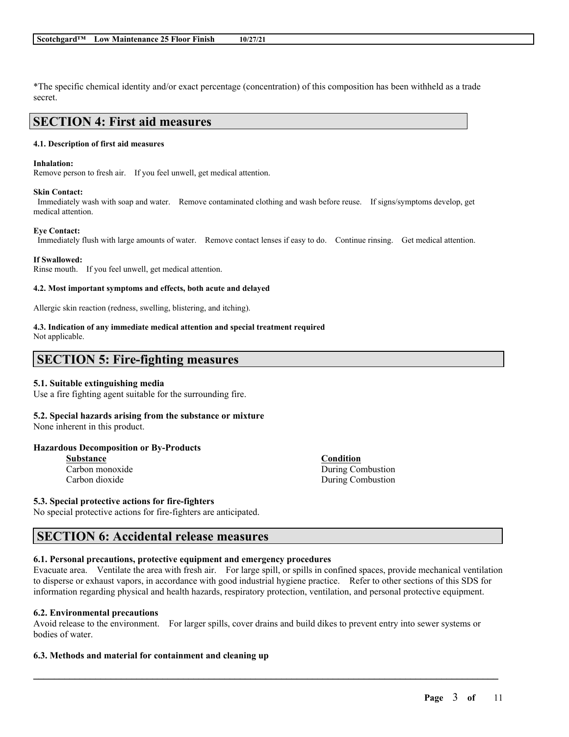*The specific chemical identity and/or exact percentage (concentration) of this composition has been withheld as a trade secret.

## SECTION 4: First aid measures

#### 4.1. Description of first aid measures

**Inhalation:**
Remove person to fresh air. If you feel unwell, get medical attention.

**Skin Contact:**
Immediately wash with soap and water. Remove contaminated clothing and wash before reuse. If signs/symptoms develop, get medical attention.

**Eye Contact:**
Immediately flush with large amounts of water. Remove contact lenses if easy to do. Continue rinsing. Get medical attention.

**If Swallowed:**
Rinse mouth. If you feel unwell, get medical attention.

#### 4.2. Most important symptoms and effects, both acute and delayed

Allergic skin reaction (redness, swelling, blistering, and itching).

#### 4.3. Indication of any immediate medical attention and special treatment required

Not applicable.

## SECTION 5: Fire-fighting measures

### 5.1. Suitable extinguishing media

Use a fire fighting agent suitable for the surrounding fire.

### 5.2. Special hazards arising from the substance or mixture

None inherent in this product.

**Hazardous Decomposition or By-Products**

| Substance | Condition |
| --- | --- |
| Carbon monoxide | During Combustion |
| Carbon dioxide | During Combustion |

### 5.3. Special protective actions for fire-fighters

No special protective actions for fire-fighters are anticipated.

## SECTION 6: Accidental release measures

### 6.1. Personal precautions, protective equipment and emergency procedures

Evacuate area. Ventilate the area with fresh air. For large spill, or spills in confined spaces, provide mechanical ventilation to disperse or exhaust vapors, in accordance with good industrial hygiene practice. Refer to other sections of this SDS for information regarding physical and health hazards, respiratory protection, ventilation, and personal protective equipment.

### 6.2. Environmental precautions

Avoid release to the environment. For larger spills, cover drains and build dikes to prevent entry into sewer systems or bodies of water.

### 6.3. Methods and material for containment and cleaning up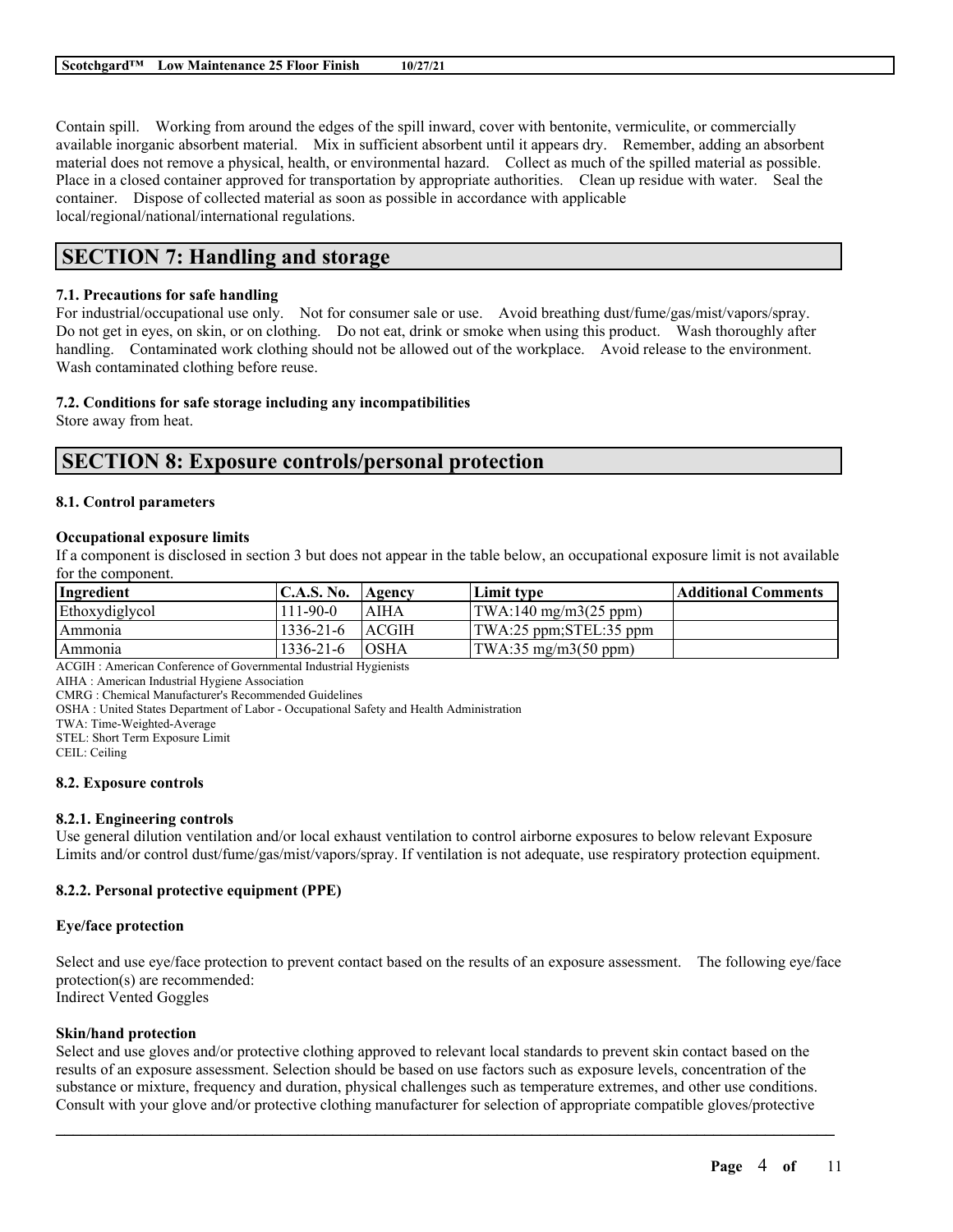Contain spill. Working from around the edges of the spill inward, cover with bentonite, vermiculite, or commercially available inorganic absorbent material. Mix in sufficient absorbent until it appears dry. Remember, adding an absorbent material does not remove a physical, health, or environmental hazard. Collect as much of the spilled material as possible. Place in a closed container approved for transportation by appropriate authorities. Clean up residue with water. Seal the container. Dispose of collected material as soon as possible in accordance with applicable local/regional/national/international regulations.

## SECTION 7: Handling and storage

### 7.1. Precautions for safe handling

For industrial/occupational use only. Not for consumer sale or use. Avoid breathing dust/fume/gas/mist/vapors/spray. Do not get in eyes, on skin, or on clothing. Do not eat, drink or smoke when using this product. Wash thoroughly after handling. Contaminated work clothing should not be allowed out of the workplace. Avoid release to the environment. Wash contaminated clothing before reuse.

### 7.2. Conditions for safe storage including any incompatibilities

Store away from heat.

## SECTION 8: Exposure controls/personal protection

### 8.1. Control parameters

**Occupational exposure limits**

If a component is disclosed in section 3 but does not appear in the table below, an occupational exposure limit is not available for the component.

| Ingredient | C.A.S. No. | Agency | Limit type | Additional Comments |
|---|---|---|---|---|
| Ethoxydiglycol | 111-90-0 | AIHA | TWA:140 mg/m3(25 ppm) | |
| Ammonia | 1336-21-6 | ACGIH | TWA:25 ppm;STEL:35 ppm | |
| Ammonia | 1336-21-6 | OSHA | TWA:35 mg/m3(50 ppm) | |

ACGIH : American Conference of Governmental Industrial Hygienists
AIHA : American Industrial Hygiene Association
CMRG : Chemical Manufacturer's Recommended Guidelines
OSHA : United States Department of Labor - Occupational Safety and Health Administration
TWA: Time-Weighted-Average
STEL: Short Term Exposure Limit
CEIL: Ceiling

### 8.2. Exposure controls

#### 8.2.1. Engineering controls

Use general dilution ventilation and/or local exhaust ventilation to control airborne exposures to below relevant Exposure Limits and/or control dust/fume/gas/mist/vapors/spray. If ventilation is not adequate, use respiratory protection equipment.

#### 8.2.2. Personal protective equipment (PPE)

**Eye/face protection**

Select and use eye/face protection to prevent contact based on the results of an exposure assessment. The following eye/face protection(s) are recommended:
Indirect Vented Goggles

**Skin/hand protection**

Select and use gloves and/or protective clothing approved to relevant local standards to prevent skin contact based on the results of an exposure assessment. Selection should be based on use factors such as exposure levels, concentration of the substance or mixture, frequency and duration, physical challenges such as temperature extremes, and other use conditions. Consult with your glove and/or protective clothing manufacturer for selection of appropriate compatible gloves/protective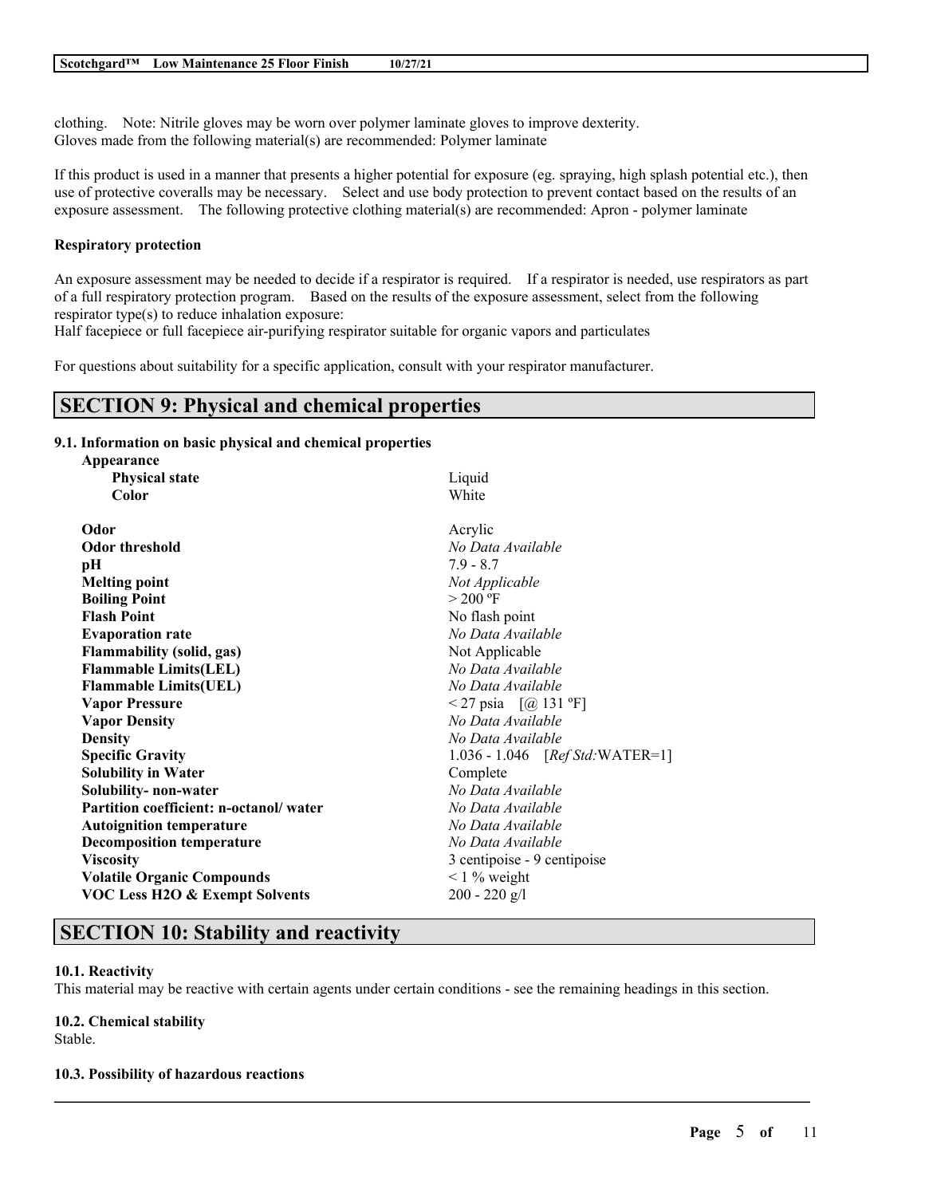clothing. Note: Nitrile gloves may be worn over polymer laminate gloves to improve dexterity.
Gloves made from the following material(s) are recommended: Polymer laminate

If this product is used in a manner that presents a higher potential for exposure (eg. spraying, high splash potential etc.), then use of protective coveralls may be necessary. Select and use body protection to prevent contact based on the results of an exposure assessment. The following protective clothing material(s) are recommended: Apron - polymer laminate

**Respiratory protection**

An exposure assessment may be needed to decide if a respirator is required. If a respirator is needed, use respirators as part of a full respiratory protection program. Based on the results of the exposure assessment, select from the following respirator type(s) to reduce inhalation exposure:
Half facepiece or full facepiece air-purifying respirator suitable for organic vapors and particulates

For questions about suitability for a specific application, consult with your respirator manufacturer.

## SECTION 9: Physical and chemical properties

### 9.1. Information on basic physical and chemical properties

| Property | Value |
|---|---|
| **Appearance** | |
| **Physical state** | Liquid |
| **Color** | White |
| **Odor** | Acrylic |
| **Odor threshold** | *No Data Available* |
| **pH** | 7.9 - 8.7 |
| **Melting point** | *Not Applicable* |
| **Boiling Point** | > 200 ºF |
| **Flash Point** | No flash point |
| **Evaporation rate** | *No Data Available* |
| **Flammability (solid, gas)** | Not Applicable |
| **Flammable Limits(LEL)** | *No Data Available* |
| **Flammable Limits(UEL)** | *No Data Available* |
| **Vapor Pressure** | < 27 psia [@ 131 ºF] |
| **Vapor Density** | *No Data Available* |
| **Density** | *No Data Available* |
| **Specific Gravity** | 1.036 - 1.046 [*Ref Std:*WATER=1] |
| **Solubility in Water** | Complete |
| **Solubility- non-water** | *No Data Available* |
| **Partition coefficient: n-octanol/ water** | *No Data Available* |
| **Autoignition temperature** | *No Data Available* |
| **Decomposition temperature** | *No Data Available* |
| **Viscosity** | 3 centipoise - 9 centipoise |
| **Volatile Organic Compounds** | < 1 % weight |
| **VOC Less H2O & Exempt Solvents** | 200 - 220 g/l |

## SECTION 10: Stability and reactivity

### 10.1. Reactivity

This material may be reactive with certain agents under certain conditions - see the remaining headings in this section.

### 10.2. Chemical stability

Stable.

### 10.3. Possibility of hazardous reactions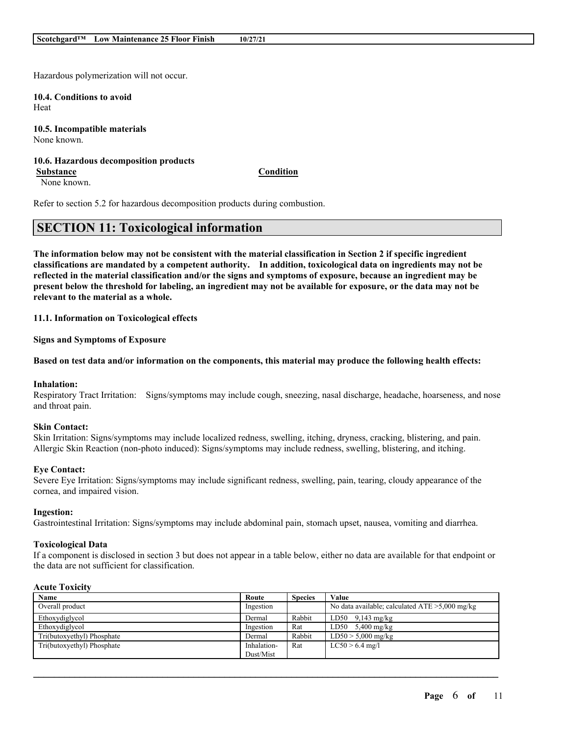Hazardous polymerization will not occur.

**10.4. Conditions to avoid**
Heat

**10.5. Incompatible materials**
None known.

**10.6. Hazardous decomposition products**

| **Substance** | **Condition** |
| --- | --- |
| None known. | |

Refer to section 5.2 for hazardous decomposition products during combustion.

## SECTION 11: Toxicological information

**The information below may not be consistent with the material classification in Section 2 if specific ingredient classifications are mandated by a competent authority. In addition, toxicological data on ingredients may not be reflected in the material classification and/or the signs and symptoms of exposure, because an ingredient may be present below the threshold for labeling, an ingredient may not be available for exposure, or the data may not be relevant to the material as a whole.**

**11.1. Information on Toxicological effects**

**Signs and Symptoms of Exposure**

**Based on test data and/or information on the components, this material may produce the following health effects:**

**Inhalation:**
Respiratory Tract Irritation: Signs/symptoms may include cough, sneezing, nasal discharge, headache, hoarseness, and nose and throat pain.

**Skin Contact:**
Skin Irritation: Signs/symptoms may include localized redness, swelling, itching, dryness, cracking, blistering, and pain.
Allergic Skin Reaction (non-photo induced): Signs/symptoms may include redness, swelling, blistering, and itching.

**Eye Contact:**
Severe Eye Irritation: Signs/symptoms may include significant redness, swelling, pain, tearing, cloudy appearance of the cornea, and impaired vision.

**Ingestion:**
Gastrointestinal Irritation: Signs/symptoms may include abdominal pain, stomach upset, nausea, vomiting and diarrhea.

**Toxicological Data**
If a component is disclosed in section 3 but does not appear in a table below, either no data are available for that endpoint or the data are not sufficient for classification.

**Acute Toxicity**

| Name | Route | Species | Value |
| --- | --- | --- | --- |
| Overall product | Ingestion | | No data available; calculated ATE >5,000 mg/kg |
| Ethoxydiglycol | Dermal | Rabbit | LD50 9,143 mg/kg |
| Ethoxydiglycol | Ingestion | Rat | LD50 5,400 mg/kg |
| Tri(butoxyethyl) Phosphate | Dermal | Rabbit | LD50 > 5,000 mg/kg |
| Tri(butoxyethyl) Phosphate | Inhalation-Dust/Mist | Rat | LC50 > 6.4 mg/l |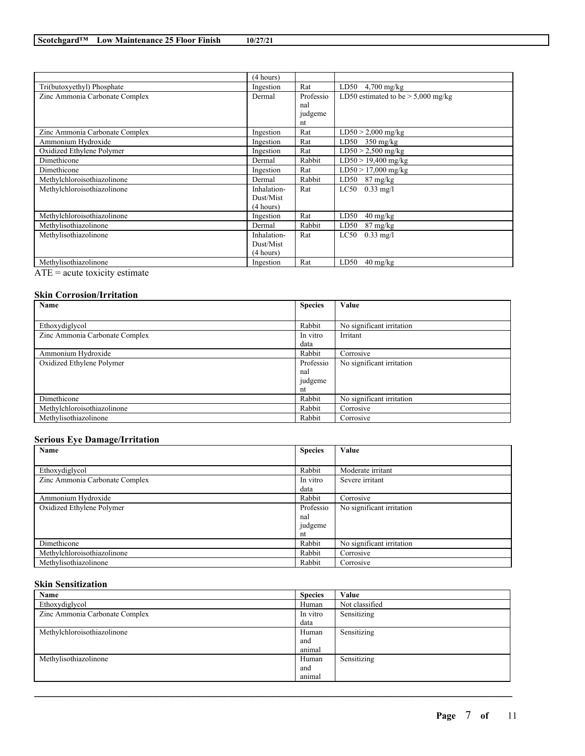| | (4 hours) | | |
|---|---|---|---|
| Tri(butoxyethyl) Phosphate | Ingestion | Rat | LD50 4,700 mg/kg |
| Zinc Ammonia Carbonate Complex | Dermal | Professional judgement | LD50 estimated to be > 5,000 mg/kg |
| Zinc Ammonia Carbonate Complex | Ingestion | Rat | LD50 > 2,000 mg/kg |
| Ammonium Hydroxide | Ingestion | Rat | LD50 350 mg/kg |
| Oxidized Ethylene Polymer | Ingestion | Rat | LD50 > 2,500 mg/kg |
| Dimethicone | Dermal | Rabbit | LD50 > 19,400 mg/kg |
| Dimethicone | Ingestion | Rat | LD50 > 17,000 mg/kg |
| Methylchloroisothiazolinone | Dermal | Rabbit | LD50 87 mg/kg |
| Methylchloroisothiazolinone | Inhalation-Dust/Mist (4 hours) | Rat | LC50 0.33 mg/l |
| Methylchloroisothiazolinone | Ingestion | Rat | LD50 40 mg/kg |
| Methylisothiazolinone | Dermal | Rabbit | LD50 87 mg/kg |
| Methylisothiazolinone | Inhalation-Dust/Mist (4 hours) | Rat | LC50 0.33 mg/l |
| Methylisothiazolinone | Ingestion | Rat | LD50 40 mg/kg |

ATE = acute toxicity estimate

### Skin Corrosion/Irritation

| Name | Species | Value |
|---|---|---|
| Ethoxydiglycol | Rabbit | No significant irritation |
| Zinc Ammonia Carbonate Complex | In vitro data | Irritant |
| Ammonium Hydroxide | Rabbit | Corrosive |
| Oxidized Ethylene Polymer | Professional judgement | No significant irritation |
| Dimethicone | Rabbit | No significant irritation |
| Methylchloroisothiazolinone | Rabbit | Corrosive |
| Methylisothiazolinone | Rabbit | Corrosive |

### Serious Eye Damage/Irritation

| Name | Species | Value |
|---|---|---|
| Ethoxydiglycol | Rabbit | Moderate irritant |
| Zinc Ammonia Carbonate Complex | In vitro data | Severe irritant |
| Ammonium Hydroxide | Rabbit | Corrosive |
| Oxidized Ethylene Polymer | Professional judgement | No significant irritation |
| Dimethicone | Rabbit | No significant irritation |
| Methylchloroisothiazolinone | Rabbit | Corrosive |
| Methylisothiazolinone | Rabbit | Corrosive |

### Skin Sensitization

| Name | Species | Value |
|---|---|---|
| Ethoxydiglycol | Human | Not classified |
| Zinc Ammonia Carbonate Complex | In vitro data | Sensitizing |
| Methylchloroisothiazolinone | Human and animal | Sensitizing |
| Methylisothiazolinone | Human and animal | Sensitizing |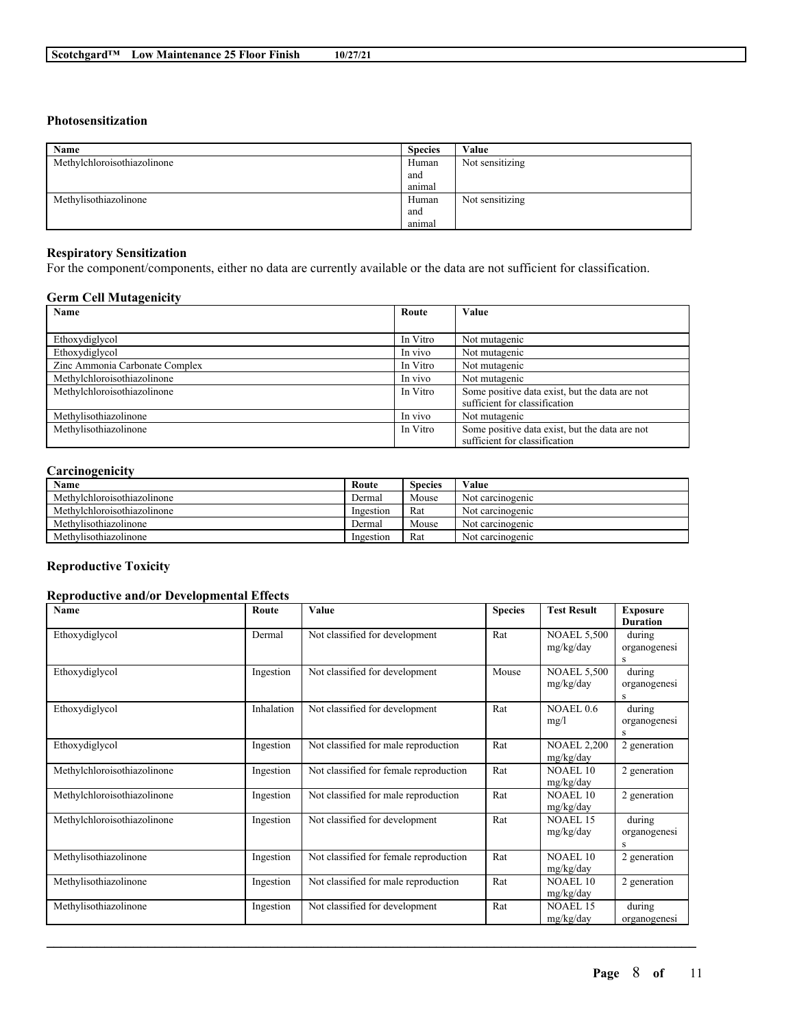### Photosensitization

| Name | Species | Value |
| --- | --- | --- |
| Methylchloroisothiazolinone | Human and animal | Not sensitizing |
| Methylisothiazolinone | Human and animal | Not sensitizing |

### Respiratory Sensitization

For the component/components, either no data are currently available or the data are not sufficient for classification.

### Germ Cell Mutagenicity

| Name | Route | Value |
| --- | --- | --- |
| Ethoxydiglycol | In Vitro | Not mutagenic |
| Ethoxydiglycol | In vivo | Not mutagenic |
| Zinc Ammonia Carbonate Complex | In Vitro | Not mutagenic |
| Methylchloroisothiazolinone | In vivo | Not mutagenic |
| Methylchloroisothiazolinone | In Vitro | Some positive data exist, but the data are not sufficient for classification |
| Methylisothiazolinone | In vivo | Not mutagenic |
| Methylisothiazolinone | In Vitro | Some positive data exist, but the data are not sufficient for classification |

### Carcinogenicity

| Name | Route | Species | Value |
| --- | --- | --- | --- |
| Methylchloroisothiazolinone | Dermal | Mouse | Not carcinogenic |
| Methylchloroisothiazolinone | Ingestion | Rat | Not carcinogenic |
| Methylisothiazolinone | Dermal | Mouse | Not carcinogenic |
| Methylisothiazolinone | Ingestion | Rat | Not carcinogenic |

### Reproductive Toxicity

### Reproductive and/or Developmental Effects

| Name | Route | Value | Species | Test Result | Exposure Duration |
| --- | --- | --- | --- | --- | --- |
| Ethoxydiglycol | Dermal | Not classified for development | Rat | NOAEL 5,500 mg/kg/day | during organogenesis |
| Ethoxydiglycol | Ingestion | Not classified for development | Mouse | NOAEL 5,500 mg/kg/day | during organogenesis |
| Ethoxydiglycol | Inhalation | Not classified for development | Rat | NOAEL 0.6 mg/l | during organogenesis |
| Ethoxydiglycol | Ingestion | Not classified for male reproduction | Rat | NOAEL 2,200 mg/kg/day | 2 generation |
| Methylchloroisothiazolinone | Ingestion | Not classified for female reproduction | Rat | NOAEL 10 mg/kg/day | 2 generation |
| Methylchloroisothiazolinone | Ingestion | Not classified for male reproduction | Rat | NOAEL 10 mg/kg/day | 2 generation |
| Methylchloroisothiazolinone | Ingestion | Not classified for development | Rat | NOAEL 15 mg/kg/day | during organogenesis |
| Methylisothiazolinone | Ingestion | Not classified for female reproduction | Rat | NOAEL 10 mg/kg/day | 2 generation |
| Methylisothiazolinone | Ingestion | Not classified for male reproduction | Rat | NOAEL 10 mg/kg/day | 2 generation |
| Methylisothiazolinone | Ingestion | Not classified for development | Rat | NOAEL 15 mg/kg/day | during organogenesi |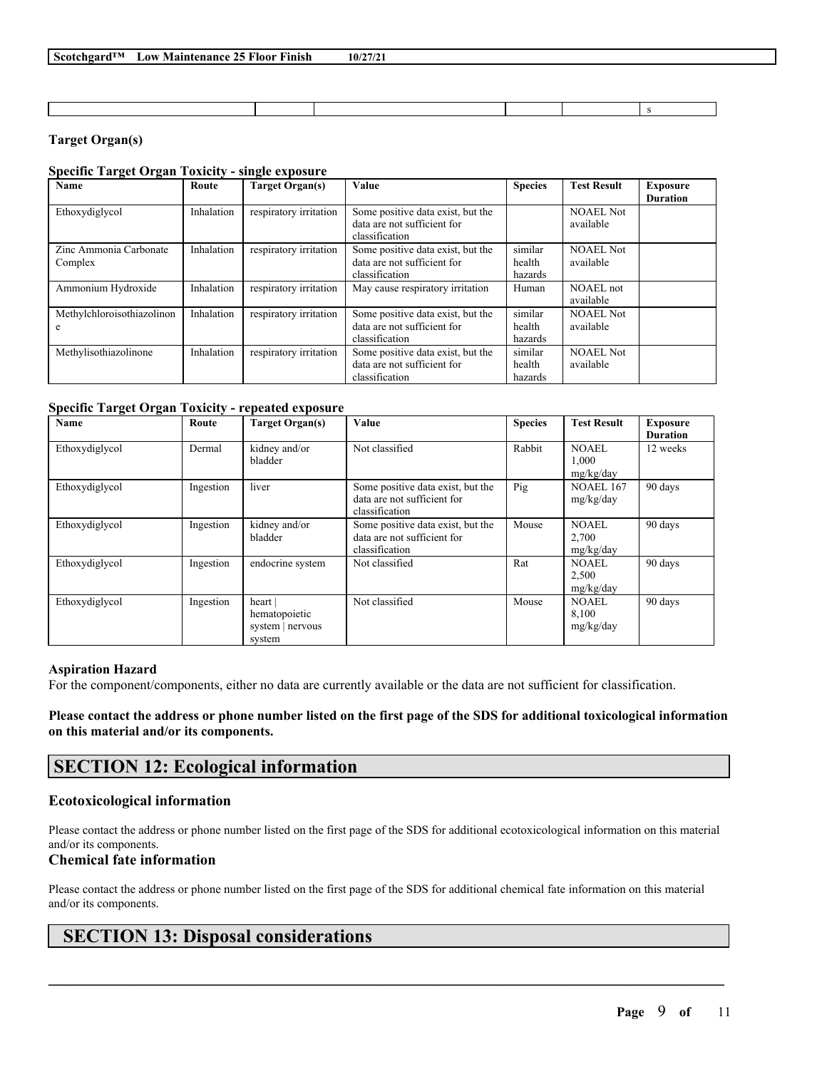| | | | | | s |
|---|---|---|---|---|---|

**Target Organ(s)**

**Specific Target Organ Toxicity - single exposure**

| Name | Route | Target Organ(s) | Value | Species | Test Result | Exposure Duration |
|---|---|---|---|---|---|---|
| Ethoxydiglycol | Inhalation | respiratory irritation | Some positive data exist, but the data are not sufficient for classification | | NOAEL Not available | |
| Zinc Ammonia Carbonate Complex | Inhalation | respiratory irritation | Some positive data exist, but the data are not sufficient for classification | similar health hazards | NOAEL Not available | |
| Ammonium Hydroxide | Inhalation | respiratory irritation | May cause respiratory irritation | Human | NOAEL not available | |
| Methylchloroisothiazolinone | Inhalation | respiratory irritation | Some positive data exist, but the data are not sufficient for classification | similar health hazards | NOAEL Not available | |
| Methylisothiazolinone | Inhalation | respiratory irritation | Some positive data exist, but the data are not sufficient for classification | similar health hazards | NOAEL Not available | |

**Specific Target Organ Toxicity - repeated exposure**

| Name | Route | Target Organ(s) | Value | Species | Test Result | Exposure Duration |
|---|---|---|---|---|---|---|
| Ethoxydiglycol | Dermal | kidney and/or bladder | Not classified | Rabbit | NOAEL 1,000 mg/kg/day | 12 weeks |
| Ethoxydiglycol | Ingestion | liver | Some positive data exist, but the data are not sufficient for classification | Pig | NOAEL 167 mg/kg/day | 90 days |
| Ethoxydiglycol | Ingestion | kidney and/or bladder | Some positive data exist, but the data are not sufficient for classification | Mouse | NOAEL 2,700 mg/kg/day | 90 days |
| Ethoxydiglycol | Ingestion | endocrine system | Not classified | Rat | NOAEL 2,500 mg/kg/day | 90 days |
| Ethoxydiglycol | Ingestion | heart \| hematopoietic system \| nervous system | Not classified | Mouse | NOAEL 8,100 mg/kg/day | 90 days |

**Aspiration Hazard**

For the component/components, either no data are currently available or the data are not sufficient for classification.

**Please contact the address or phone number listed on the first page of the SDS for additional toxicological information on this material and/or its components.**

## SECTION 12: Ecological information

### Ecotoxicological information

Please contact the address or phone number listed on the first page of the SDS for additional ecotoxicological information on this material and/or its components.

### Chemical fate information

Please contact the address or phone number listed on the first page of the SDS for additional chemical fate information on this material and/or its components.

## SECTION 13: Disposal considerations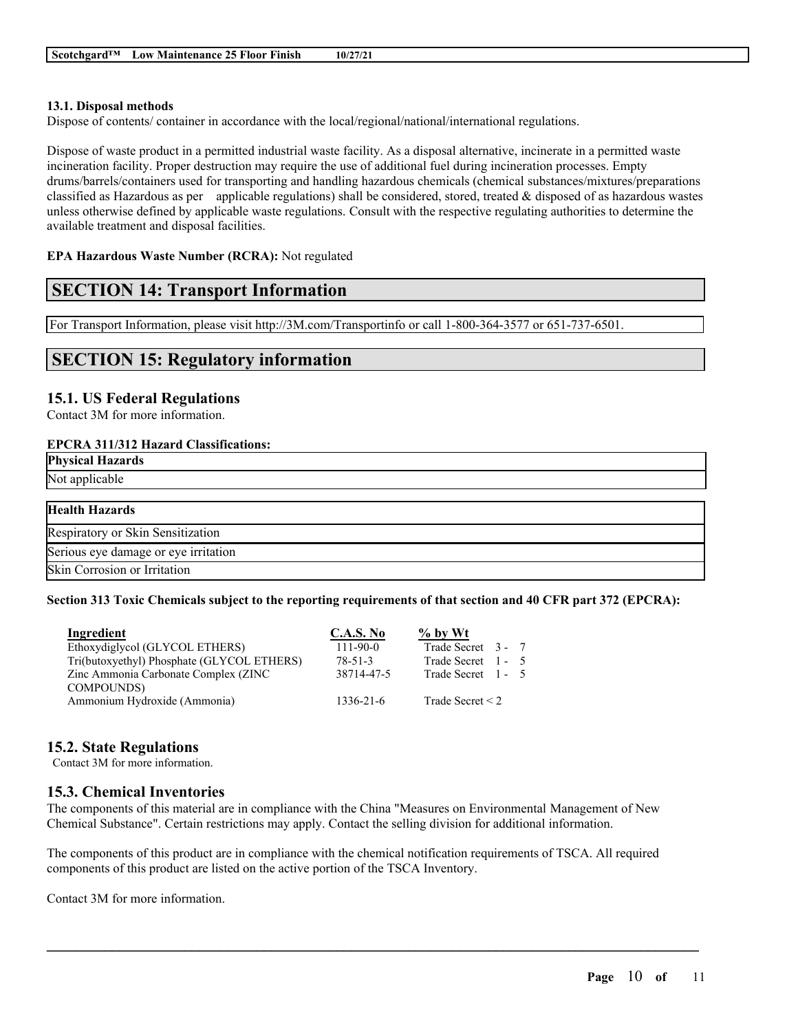### 13.1. Disposal methods

Dispose of contents/ container in accordance with the local/regional/national/international regulations.

Dispose of waste product in a permitted industrial waste facility. As a disposal alternative, incinerate in a permitted waste incineration facility. Proper destruction may require the use of additional fuel during incineration processes. Empty drums/barrels/containers used for transporting and handling hazardous chemicals (chemical substances/mixtures/preparations classified as Hazardous as per applicable regulations) shall be considered, stored, treated & disposed of as hazardous wastes unless otherwise defined by applicable waste regulations. Consult with the respective regulating authorities to determine the available treatment and disposal facilities.

**EPA Hazardous Waste Number (RCRA):** Not regulated

# SECTION 14: Transport Information

For Transport Information, please visit http://3M.com/Transportinfo or call 1-800-364-3577 or 651-737-6501.

# SECTION 15: Regulatory information

## 15.1. US Federal Regulations

Contact 3M for more information.

**EPCRA 311/312 Hazard Classifications:**

| Physical Hazards |
|---|
| Not applicable |

| Health Hazards |
|---|
| Respiratory or Skin Sensitization |
| Serious eye damage or eye irritation |
| Skin Corrosion or Irritation |

**Section 313 Toxic Chemicals subject to the reporting requirements of that section and 40 CFR part 372 (EPCRA):**

| Ingredient | C.A.S. No | % by Wt |
|---|---|---|
| Ethoxydiglycol (GLYCOL ETHERS) | 111-90-0 | Trade Secret 3 - 7 |
| Tri(butoxyethyl) Phosphate (GLYCOL ETHERS) | 78-51-3 | Trade Secret 1 - 5 |
| Zinc Ammonia Carbonate Complex (ZINC COMPOUNDS) | 38714-47-5 | Trade Secret 1 - 5 |
| Ammonium Hydroxide (Ammonia) | 1336-21-6 | Trade Secret < 2 |

## 15.2. State Regulations

Contact 3M for more information.

## 15.3. Chemical Inventories

The components of this material are in compliance with the China "Measures on Environmental Management of New Chemical Substance". Certain restrictions may apply. Contact the selling division for additional information.

The components of this product are in compliance with the chemical notification requirements of TSCA. All required components of this product are listed on the active portion of the TSCA Inventory.

Contact 3M for more information.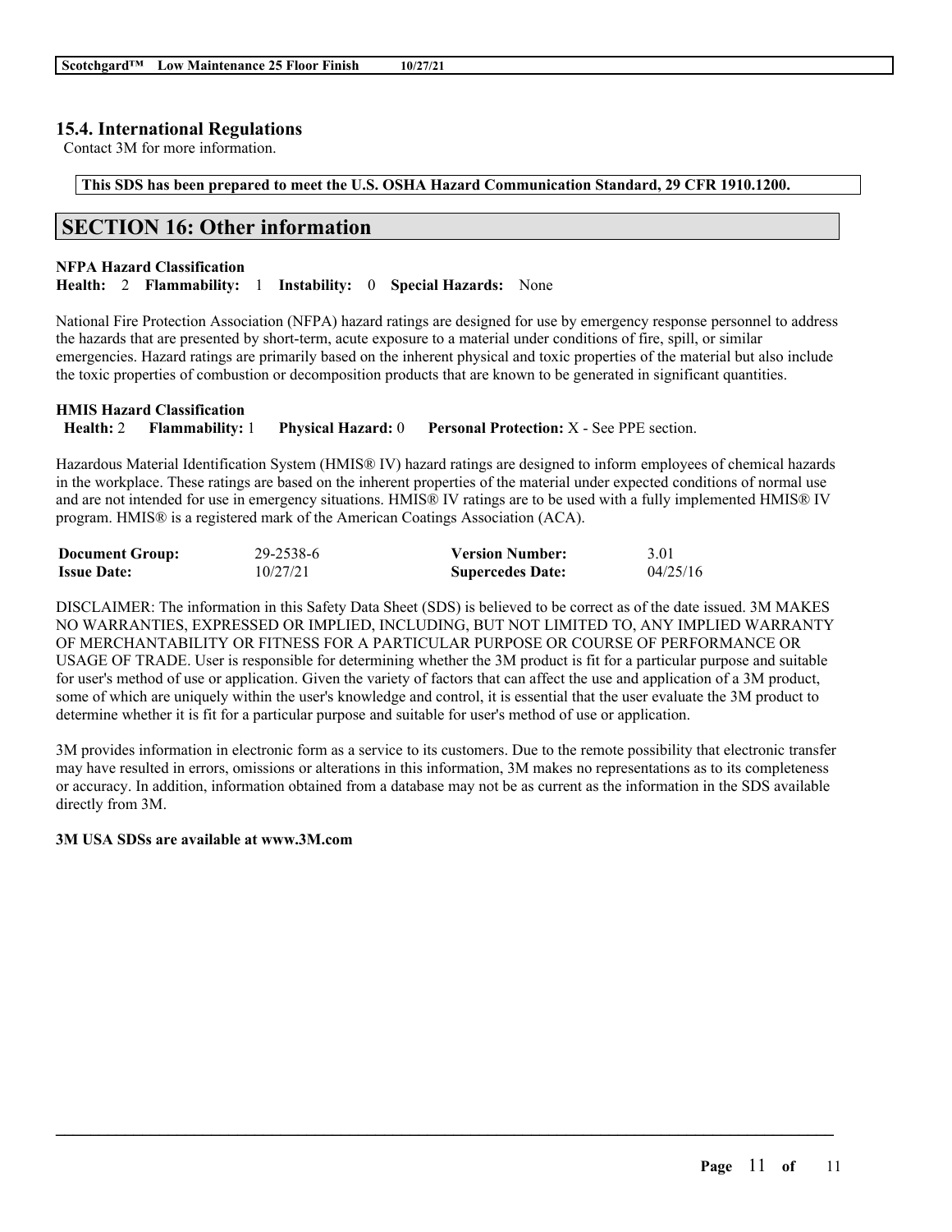## 15.4. International Regulations

Contact 3M for more information.

**This SDS has been prepared to meet the U.S. OSHA Hazard Communication Standard, 29 CFR 1910.1200.**

# SECTION 16: Other information

**NFPA Hazard Classification**
**Health:** 2 **Flammability:** 1 **Instability:** 0 **Special Hazards:** None

National Fire Protection Association (NFPA) hazard ratings are designed for use by emergency response personnel to address the hazards that are presented by short-term, acute exposure to a material under conditions of fire, spill, or similar emergencies. Hazard ratings are primarily based on the inherent physical and toxic properties of the material but also include the toxic properties of combustion or decomposition products that are known to be generated in significant quantities.

**HMIS Hazard Classification**
**Health:** 2 **Flammability:** 1 **Physical Hazard:** 0 **Personal Protection:** X - See PPE section.

Hazardous Material Identification System (HMIS® IV) hazard ratings are designed to inform employees of chemical hazards in the workplace. These ratings are based on the inherent properties of the material under expected conditions of normal use and are not intended for use in emergency situations. HMIS® IV ratings are to be used with a fully implemented HMIS® IV program. HMIS® is a registered mark of the American Coatings Association (ACA).

| | | | |
|---|---|---|---|
| **Document Group:** | 29-2538-6 | **Version Number:** | 3.01 |
| **Issue Date:** | 10/27/21 | **Supercedes Date:** | 04/25/16 |

DISCLAIMER: The information in this Safety Data Sheet (SDS) is believed to be correct as of the date issued. 3M MAKES NO WARRANTIES, EXPRESSED OR IMPLIED, INCLUDING, BUT NOT LIMITED TO, ANY IMPLIED WARRANTY OF MERCHANTABILITY OR FITNESS FOR A PARTICULAR PURPOSE OR COURSE OF PERFORMANCE OR USAGE OF TRADE. User is responsible for determining whether the 3M product is fit for a particular purpose and suitable for user's method of use or application. Given the variety of factors that can affect the use and application of a 3M product, some of which are uniquely within the user's knowledge and control, it is essential that the user evaluate the 3M product to determine whether it is fit for a particular purpose and suitable for user's method of use or application.

3M provides information in electronic form as a service to its customers. Due to the remote possibility that electronic transfer may have resulted in errors, omissions or alterations in this information, 3M makes no representations as to its completeness or accuracy. In addition, information obtained from a database may not be as current as the information in the SDS available directly from 3M.

**3M USA SDSs are available at www.3M.com**